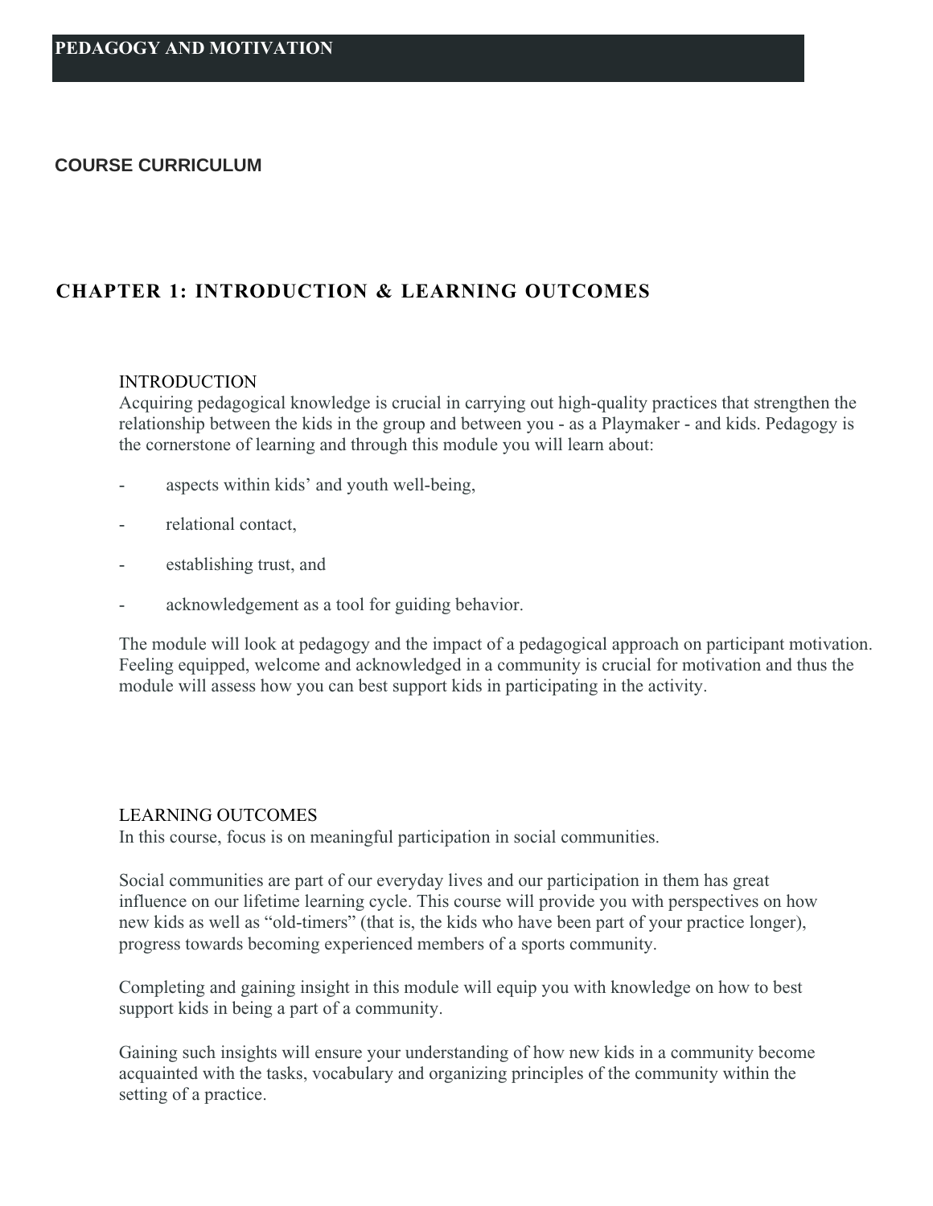# PEDAGOGY AND MOTIVATION

## COURSE CURRICULUM

## CHAPTER 1: INTRODUCTION & LEARNING OUTCOMES

### INTRODUCTION

Acquiring pedagogical knowledge is crucial in carrying out high-quality practices that strengthen the relationship between the kids in the group and between you - as a Playmaker - and kids. Pedagogy is the cornerstone of learning and through this module you will learn about:

- aspects within kids' and youth well-being,
- relational contact,
- establishing trust, and
- acknowledgement as a tool for guiding behavior.

The module will look at pedagogy and the impact of a pedagogical approach on participant motivation. Feeling equipped, welcome and acknowledged in a community is crucial for motivation and thus the module will assess how you can best support kids in participating in the activity.

### LEARNING OUTCOMES

In this course, focus is on meaningful participation in social communities.

Social communities are part of our everyday lives and our participation in them has great influence on our lifetime learning cycle. This course will provide you with perspectives on how new kids as well as "old-timers" (that is, the kids who have been part of your practice longer), progress towards becoming experienced members of a sports community.

Completing and gaining insight in this module will equip you with knowledge on how to best support kids in being a part of a community.

Gaining such insights will ensure your understanding of how new kids in a community become acquainted with the tasks, vocabulary and organizing principles of the community within the setting of a practice.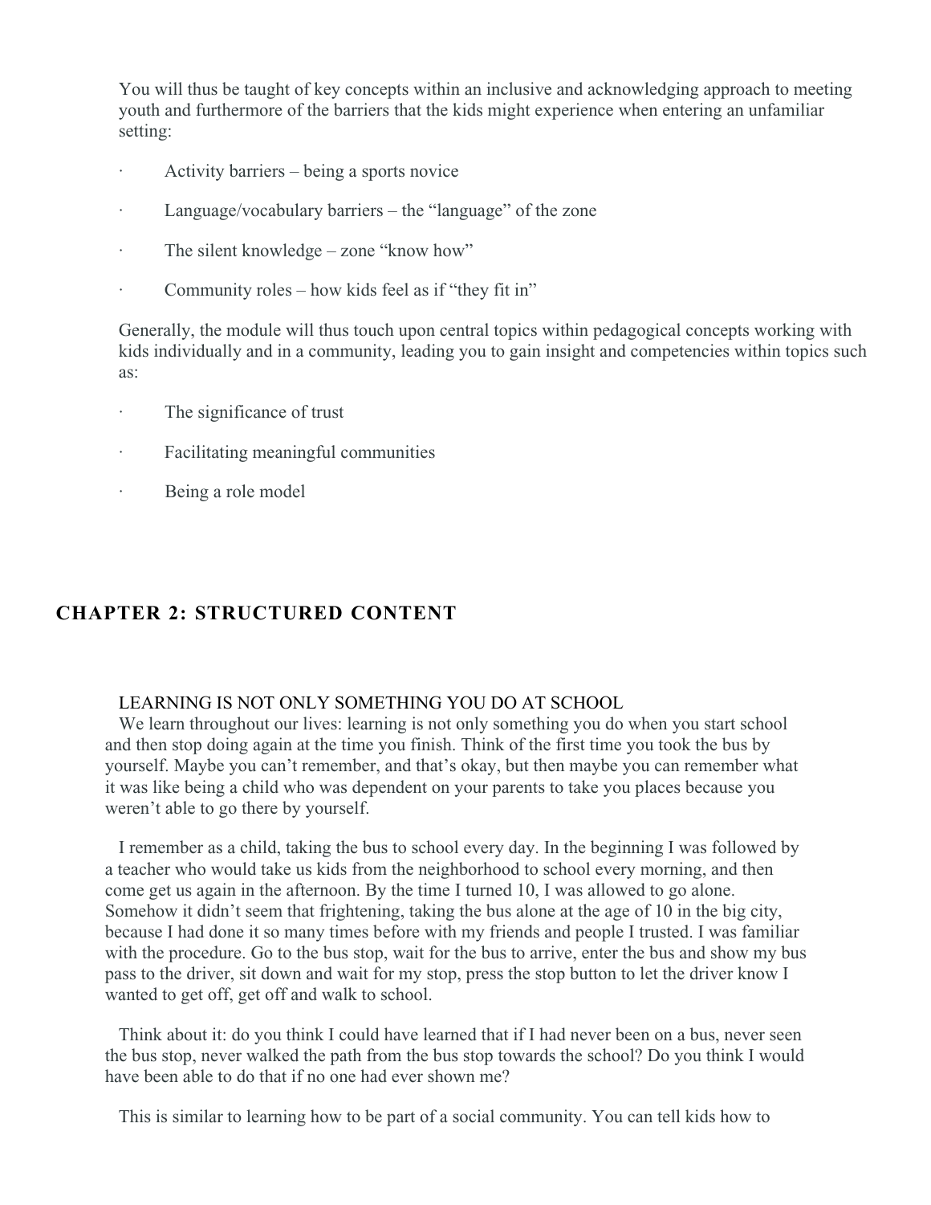You will thus be taught of key concepts within an inclusive and acknowledging approach to meeting youth and furthermore of the barriers that the kids might experience when entering an unfamiliar setting:

- Activity barriers – being a sports novice
- Language/vocabulary barriers – the "language" of the zone
- The silent knowledge – zone "know how"
- Community roles – how kids feel as if "they fit in"

Generally, the module will thus touch upon central topics within pedagogical concepts working with kids individually and in a community, leading you to gain insight and competencies within topics such as:

- The significance of trust
- Facilitating meaningful communities
- Being a role model

## CHAPTER 2: STRUCTURED CONTENT

### LEARNING IS NOT ONLY SOMETHING YOU DO AT SCHOOL

We learn throughout our lives: learning is not only something you do when you start school and then stop doing again at the time you finish. Think of the first time you took the bus by yourself. Maybe you can't remember, and that's okay, but then maybe you can remember what it was like being a child who was dependent on your parents to take you places because you weren't able to go there by yourself.

I remember as a child, taking the bus to school every day. In the beginning I was followed by a teacher who would take us kids from the neighborhood to school every morning, and then come get us again in the afternoon. By the time I turned 10, I was allowed to go alone. Somehow it didn't seem that frightening, taking the bus alone at the age of 10 in the big city, because I had done it so many times before with my friends and people I trusted. I was familiar with the procedure. Go to the bus stop, wait for the bus to arrive, enter the bus and show my bus pass to the driver, sit down and wait for my stop, press the stop button to let the driver know I wanted to get off, get off and walk to school.

Think about it: do you think I could have learned that if I had never been on a bus, never seen the bus stop, never walked the path from the bus stop towards the school? Do you think I would have been able to do that if no one had ever shown me?

This is similar to learning how to be part of a social community. You can tell kids how to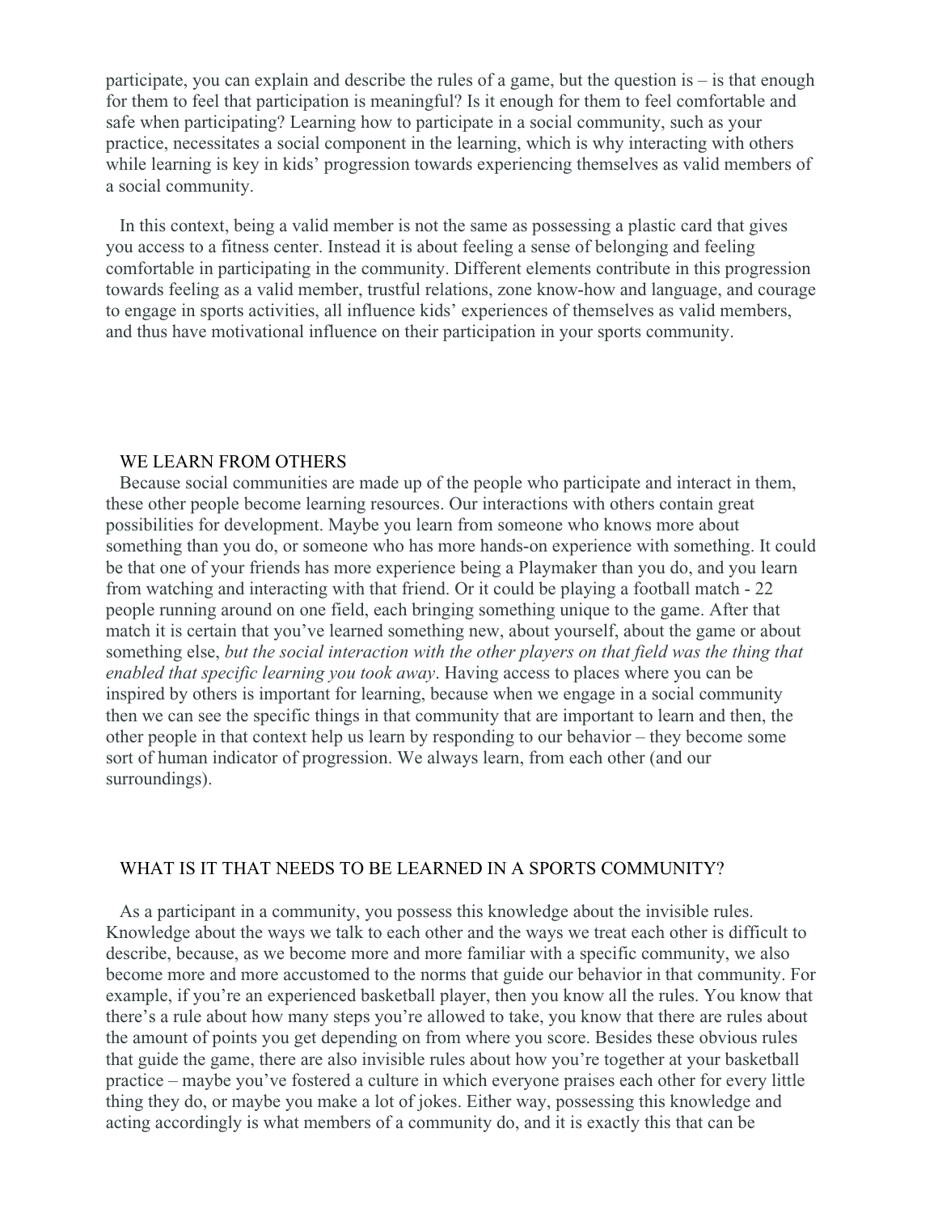participate, you can explain and describe the rules of a game, but the question is – is that enough for them to feel that participation is meaningful? Is it enough for them to feel comfortable and safe when participating? Learning how to participate in a social community, such as your practice, necessitates a social component in the learning, which is why interacting with others while learning is key in kids' progression towards experiencing themselves as valid members of a social community.

In this context, being a valid member is not the same as possessing a plastic card that gives you access to a fitness center. Instead it is about feeling a sense of belonging and feeling comfortable in participating in the community. Different elements contribute in this progression towards feeling as a valid member, trustful relations, zone know-how and language, and courage to engage in sports activities, all influence kids' experiences of themselves as valid members, and thus have motivational influence on their participation in your sports community.

## WE LEARN FROM OTHERS

Because social communities are made up of the people who participate and interact in them, these other people become learning resources. Our interactions with others contain great possibilities for development. Maybe you learn from someone who knows more about something than you do, or someone who has more hands-on experience with something. It could be that one of your friends has more experience being a Playmaker than you do, and you learn from watching and interacting with that friend. Or it could be playing a football match - 22 people running around on one field, each bringing something unique to the game. After that match it is certain that you've learned something new, about yourself, about the game or about something else, *but the social interaction with the other players on that field was the thing that enabled that specific learning you took away*. Having access to places where you can be inspired by others is important for learning, because when we engage in a social community then we can see the specific things in that community that are important to learn and then, the other people in that context help us learn by responding to our behavior – they become some sort of human indicator of progression. We always learn, from each other (and our surroundings).

## WHAT IS IT THAT NEEDS TO BE LEARNED IN A SPORTS COMMUNITY?

As a participant in a community, you possess this knowledge about the invisible rules. Knowledge about the ways we talk to each other and the ways we treat each other is difficult to describe, because, as we become more and more familiar with a specific community, we also become more and more accustomed to the norms that guide our behavior in that community. For example, if you're an experienced basketball player, then you know all the rules. You know that there's a rule about how many steps you're allowed to take, you know that there are rules about the amount of points you get depending on from where you score. Besides these obvious rules that guide the game, there are also invisible rules about how you're together at your basketball practice – maybe you've fostered a culture in which everyone praises each other for every little thing they do, or maybe you make a lot of jokes. Either way, possessing this knowledge and acting accordingly is what members of a community do, and it is exactly this that can be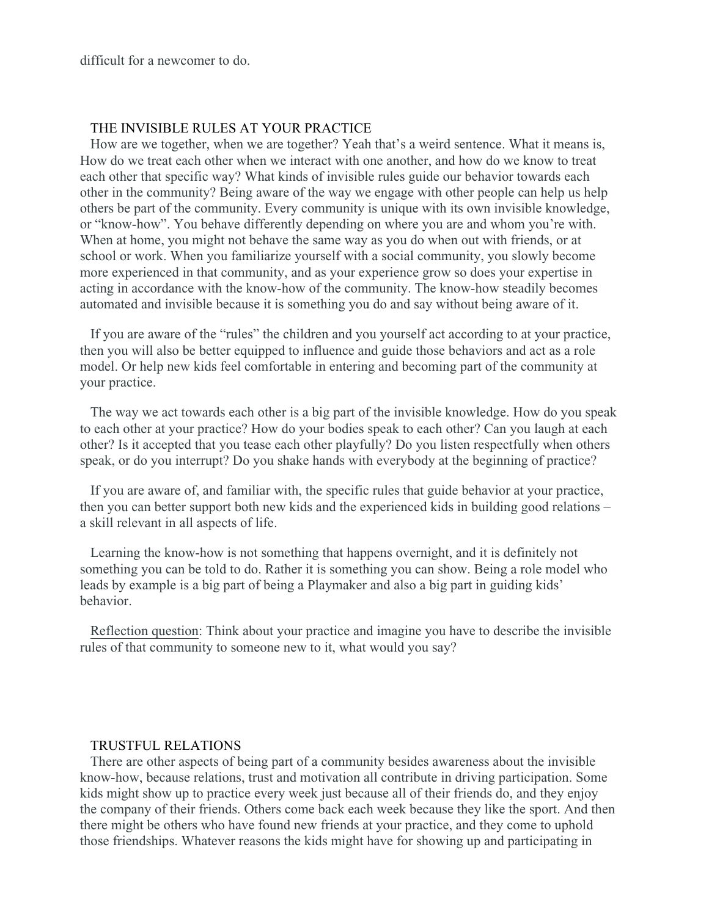difficult for a newcomer to do.

## THE INVISIBLE RULES AT YOUR PRACTICE

How are we together, when we are together? Yeah that's a weird sentence. What it means is, How do we treat each other when we interact with one another, and how do we know to treat each other that specific way? What kinds of invisible rules guide our behavior towards each other in the community? Being aware of the way we engage with other people can help us help others be part of the community. Every community is unique with its own invisible knowledge, or "know-how". You behave differently depending on where you are and whom you're with. When at home, you might not behave the same way as you do when out with friends, or at school or work. When you familiarize yourself with a social community, you slowly become more experienced in that community, and as your experience grow so does your expertise in acting in accordance with the know-how of the community. The know-how steadily becomes automated and invisible because it is something you do and say without being aware of it.

If you are aware of the "rules" the children and you yourself act according to at your practice, then you will also be better equipped to influence and guide those behaviors and act as a role model. Or help new kids feel comfortable in entering and becoming part of the community at your practice.

The way we act towards each other is a big part of the invisible knowledge. How do you speak to each other at your practice? How do your bodies speak to each other? Can you laugh at each other? Is it accepted that you tease each other playfully? Do you listen respectfully when others speak, or do you interrupt? Do you shake hands with everybody at the beginning of practice?

If you are aware of, and familiar with, the specific rules that guide behavior at your practice, then you can better support both new kids and the experienced kids in building good relations – a skill relevant in all aspects of life.

Learning the know-how is not something that happens overnight, and it is definitely not something you can be told to do. Rather it is something you can show. Being a role model who leads by example is a big part of being a Playmaker and also a big part in guiding kids' behavior.

Reflection question: Think about your practice and imagine you have to describe the invisible rules of that community to someone new to it, what would you say?

## TRUSTFUL RELATIONS

There are other aspects of being part of a community besides awareness about the invisible know-how, because relations, trust and motivation all contribute in driving participation. Some kids might show up to practice every week just because all of their friends do, and they enjoy the company of their friends. Others come back each week because they like the sport. And then there might be others who have found new friends at your practice, and they come to uphold those friendships. Whatever reasons the kids might have for showing up and participating in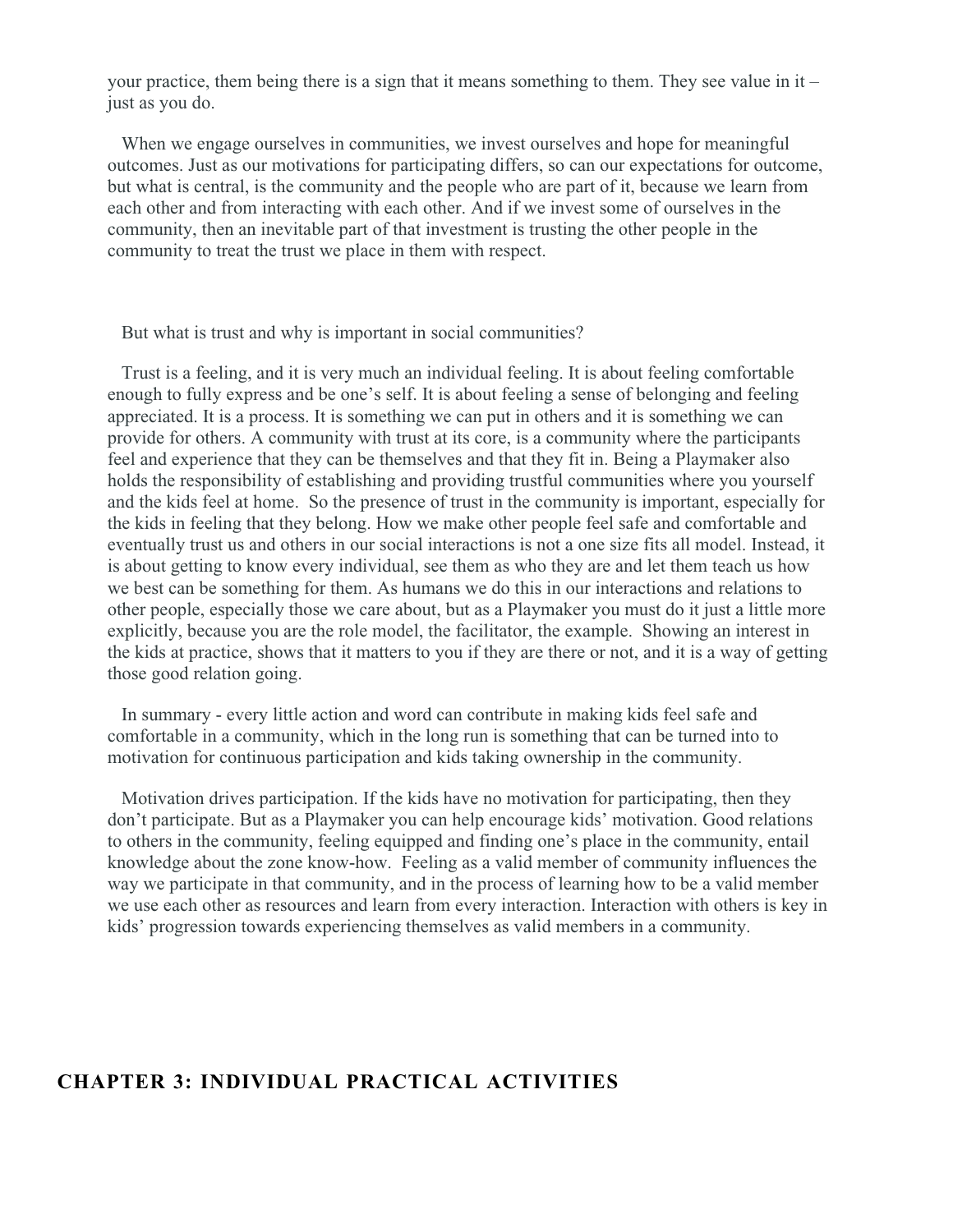your practice, them being there is a sign that it means something to them. They see value in it – just as you do.

When we engage ourselves in communities, we invest ourselves and hope for meaningful outcomes. Just as our motivations for participating differs, so can our expectations for outcome, but what is central, is the community and the people who are part of it, because we learn from each other and from interacting with each other. And if we invest some of ourselves in the community, then an inevitable part of that investment is trusting the other people in the community to treat the trust we place in them with respect.

But what is trust and why is important in social communities?

Trust is a feeling, and it is very much an individual feeling. It is about feeling comfortable enough to fully express and be one's self. It is about feeling a sense of belonging and feeling appreciated. It is a process. It is something we can put in others and it is something we can provide for others. A community with trust at its core, is a community where the participants feel and experience that they can be themselves and that they fit in. Being a Playmaker also holds the responsibility of establishing and providing trustful communities where you yourself and the kids feel at home. So the presence of trust in the community is important, especially for the kids in feeling that they belong. How we make other people feel safe and comfortable and eventually trust us and others in our social interactions is not a one size fits all model. Instead, it is about getting to know every individual, see them as who they are and let them teach us how we best can be something for them. As humans we do this in our interactions and relations to other people, especially those we care about, but as a Playmaker you must do it just a little more explicitly, because you are the role model, the facilitator, the example. Showing an interest in the kids at practice, shows that it matters to you if they are there or not, and it is a way of getting those good relation going.

In summary - every little action and word can contribute in making kids feel safe and comfortable in a community, which in the long run is something that can be turned into to motivation for continuous participation and kids taking ownership in the community.

Motivation drives participation. If the kids have no motivation for participating, then they don't participate. But as a Playmaker you can help encourage kids' motivation. Good relations to others in the community, feeling equipped and finding one's place in the community, entail knowledge about the zone know-how. Feeling as a valid member of community influences the way we participate in that community, and in the process of learning how to be a valid member we use each other as resources and learn from every interaction. Interaction with others is key in kids' progression towards experiencing themselves as valid members in a community.

## CHAPTER 3: INDIVIDUAL PRACTICAL ACTIVITIES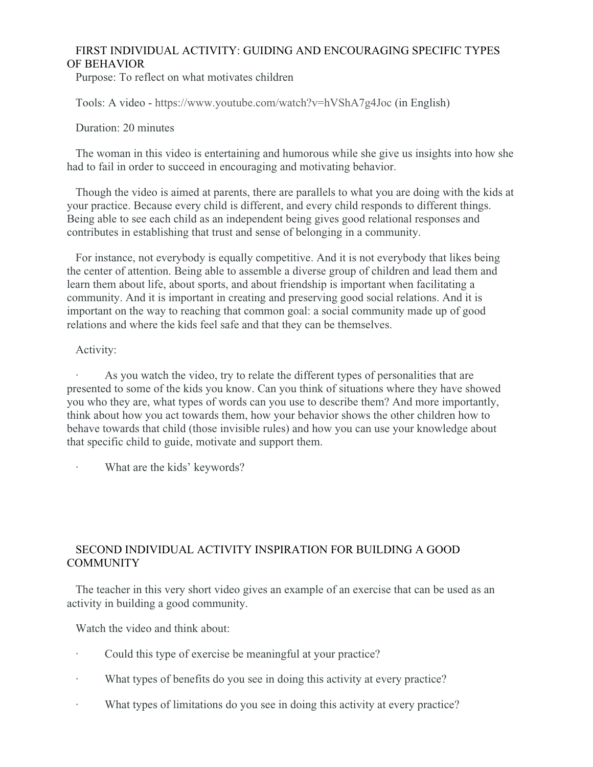## FIRST INDIVIDUAL ACTIVITY: GUIDING AND ENCOURAGING SPECIFIC TYPES OF BEHAVIOR

Purpose: To reflect on what motivates children

Tools: A video - https://www.youtube.com/watch?v=hVShA7g4Joc (in English)

Duration: 20 minutes

The woman in this video is entertaining and humorous while she give us insights into how she had to fail in order to succeed in encouraging and motivating behavior.

Though the video is aimed at parents, there are parallels to what you are doing with the kids at your practice. Because every child is different, and every child responds to different things. Being able to see each child as an independent being gives good relational responses and contributes in establishing that trust and sense of belonging in a community.

For instance, not everybody is equally competitive. And it is not everybody that likes being the center of attention. Being able to assemble a diverse group of children and lead them and learn them about life, about sports, and about friendship is important when facilitating a community. And it is important in creating and preserving good social relations. And it is important on the way to reaching that common goal: a social community made up of good relations and where the kids feel safe and that they can be themselves.

Activity:

- As you watch the video, try to relate the different types of personalities that are presented to some of the kids you know. Can you think of situations where they have showed you who they are, what types of words can you use to describe them? And more importantly, think about how you act towards them, how your behavior shows the other children how to behave towards that child (those invisible rules) and how you can use your knowledge about that specific child to guide, motivate and support them.
- What are the kids' keywords?

## SECOND INDIVIDUAL ACTIVITY INSPIRATION FOR BUILDING A GOOD COMMUNITY

The teacher in this very short video gives an example of an exercise that can be used as an activity in building a good community.

Watch the video and think about:

- Could this type of exercise be meaningful at your practice?
- What types of benefits do you see in doing this activity at every practice?
- What types of limitations do you see in doing this activity at every practice?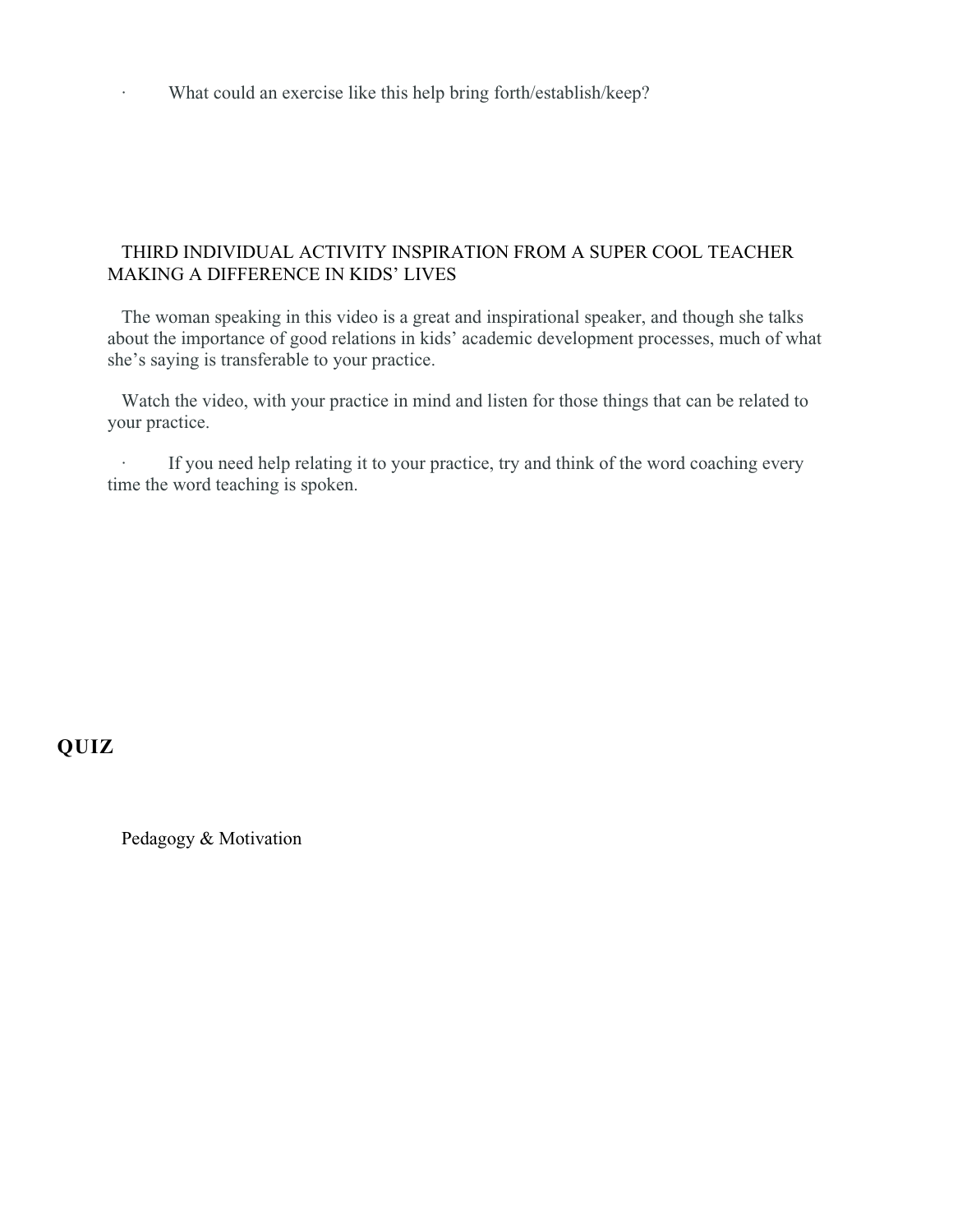- What could an exercise like this help bring forth/establish/keep?

### THIRD INDIVIDUAL ACTIVITY INSPIRATION FROM A SUPER COOL TEACHER MAKING A DIFFERENCE IN KIDS' LIVES

The woman speaking in this video is a great and inspirational speaker, and though she talks about the importance of good relations in kids' academic development processes, much of what she's saying is transferable to your practice.

Watch the video, with your practice in mind and listen for those things that can be related to your practice.

- If you need help relating it to your practice, try and think of the word coaching every time the word teaching is spoken.

## QUIZ

Pedagogy & Motivation